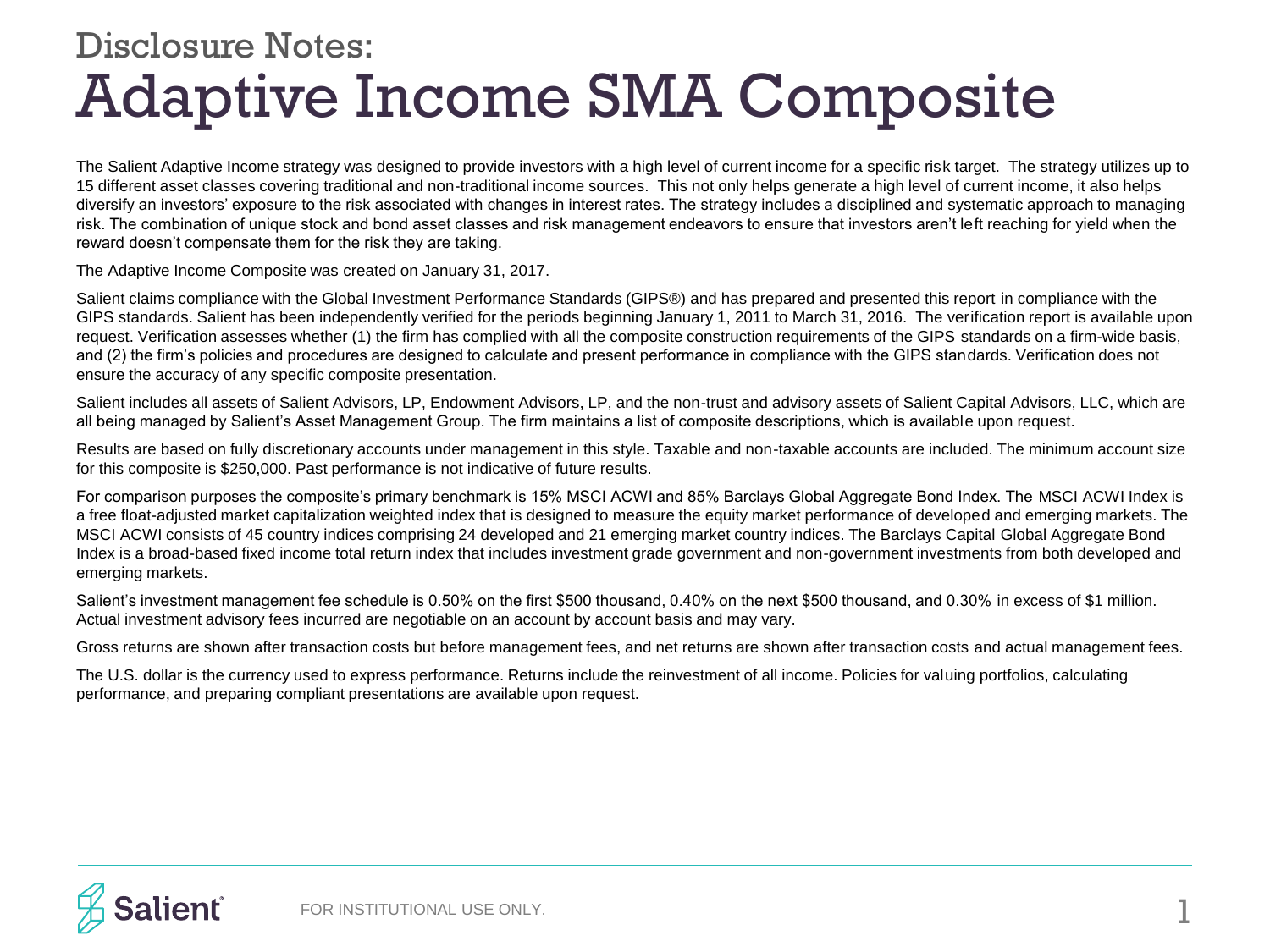# Disclosure Notes:
# Adaptive Income SMA Composite

The Salient Adaptive Income strategy was designed to provide investors with a high level of current income for a specific risk target. The strategy utilizes up to 15 different asset classes covering traditional and non-traditional income sources. This not only helps generate a high level of current income, it also helps diversify an investors' exposure to the risk associated with changes in interest rates. The strategy includes a disciplined and systematic approach to managing risk. The combination of unique stock and bond asset classes and risk management endeavors to ensure that investors aren't left reaching for yield when the reward doesn't compensate them for the risk they are taking.

The Adaptive Income Composite was created on January 31, 2017.

Salient claims compliance with the Global Investment Performance Standards (GIPS®) and has prepared and presented this report in compliance with the GIPS standards. Salient has been independently verified for the periods beginning January 1, 2011 to March 31, 2016. The verification report is available upon request. Verification assesses whether (1) the firm has complied with all the composite construction requirements of the GIPS standards on a firm-wide basis, and (2) the firm's policies and procedures are designed to calculate and present performance in compliance with the GIPS standards. Verification does not ensure the accuracy of any specific composite presentation.

Salient includes all assets of Salient Advisors, LP, Endowment Advisors, LP, and the non-trust and advisory assets of Salient Capital Advisors, LLC, which are all being managed by Salient's Asset Management Group. The firm maintains a list of composite descriptions, which is available upon request.

Results are based on fully discretionary accounts under management in this style. Taxable and non-taxable accounts are included. The minimum account size for this composite is $250,000. Past performance is not indicative of future results.

For comparison purposes the composite's primary benchmark is 15% MSCI ACWI and 85% Barclays Global Aggregate Bond Index. The MSCI ACWI Index is a free float-adjusted market capitalization weighted index that is designed to measure the equity market performance of developed and emerging markets. The MSCI ACWI consists of 45 country indices comprising 24 developed and 21 emerging market country indices. The Barclays Capital Global Aggregate Bond Index is a broad-based fixed income total return index that includes investment grade government and non-government investments from both developed and emerging markets.

Salient's investment management fee schedule is 0.50% on the first $500 thousand, 0.40% on the next $500 thousand, and 0.30% in excess of $1 million. Actual investment advisory fees incurred are negotiable on an account by account basis and may vary.

Gross returns are shown after transaction costs but before management fees, and net returns are shown after transaction costs and actual management fees.

The U.S. dollar is the currency used to express performance. Returns include the reinvestment of all income. Policies for valuing portfolios, calculating performance, and preparing compliant presentations are available upon request.

FOR INSTITUTIONAL USE ONLY.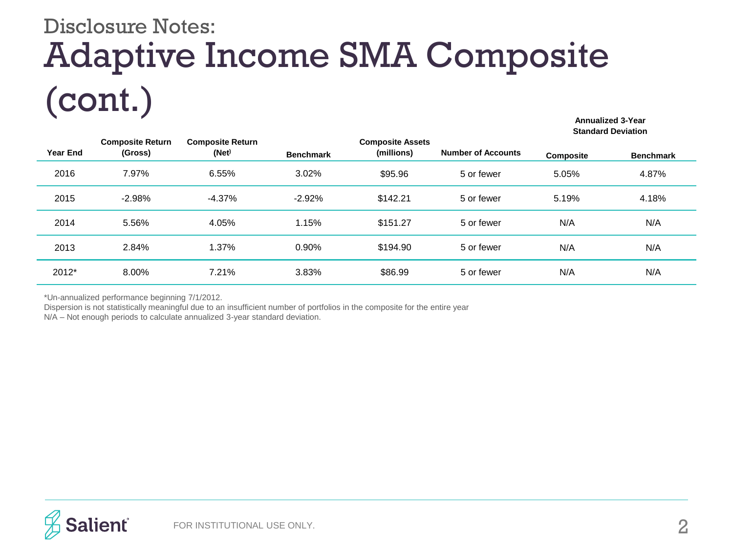Disclosure Notes:

# Adaptive Income SMA Composite (cont.)

| Year End | Composite Return (Gross) | Composite Return (Net) | Benchmark | Composite Assets (millions) | Number of Accounts | Annualized 3-Year Standard Deviation | |
|---|---|---|---|---|---|---|---|
| | | | | | | Composite | Benchmark |
| 2016 | 7.97% | 6.55% | 3.02% | $95.96 | 5 or fewer | 5.05% | 4.87% |
| 2015 | -2.98% | -4.37% | -2.92% | $142.21 | 5 or fewer | 5.19% | 4.18% |
| 2014 | 5.56% | 4.05% | 1.15% | $151.27 | 5 or fewer | N/A | N/A |
| 2013 | 2.84% | 1.37% | 0.90% | $194.90 | 5 or fewer | N/A | N/A |
| 2012* | 8.00% | 7.21% | 3.83% | $86.99 | 5 or fewer | N/A | N/A |

*Un-annualized performance beginning 7/1/2012.

Dispersion is not statistically meaningful due to an insufficient number of portfolios in the composite for the entire year

N/A – Not enough periods to calculate annualized 3-year standard deviation.

Salient

FOR INSTITUTIONAL USE ONLY.